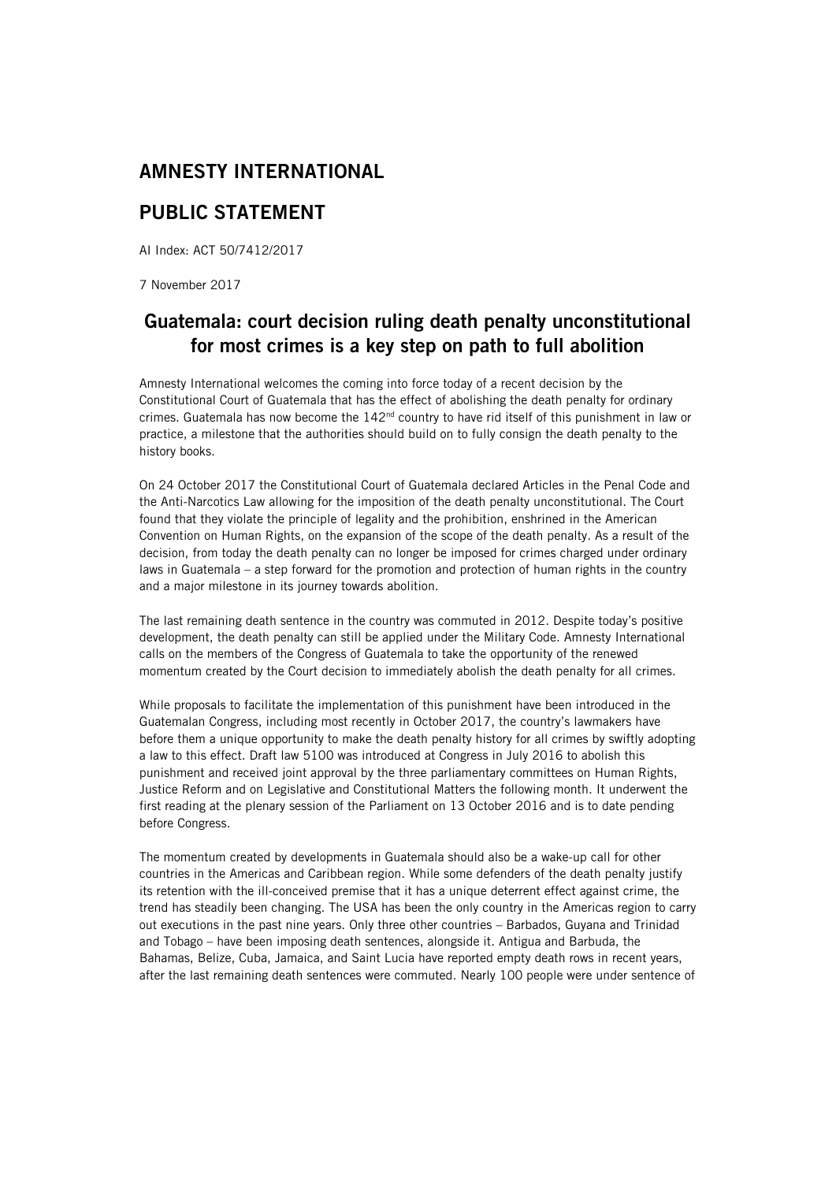# AMNESTY INTERNATIONAL

# PUBLIC STATEMENT

AI Index: ACT 50/7412/2017

7 November 2017

## Guatemala: court decision ruling death penalty unconstitutional for most crimes is a key step on path to full abolition

Amnesty International welcomes the coming into force today of a recent decision by the Constitutional Court of Guatemala that has the effect of abolishing the death penalty for ordinary crimes. Guatemala has now become the 142nd country to have rid itself of this punishment in law or practice, a milestone that the authorities should build on to fully consign the death penalty to the history books.

On 24 October 2017 the Constitutional Court of Guatemala declared Articles in the Penal Code and the Anti-Narcotics Law allowing for the imposition of the death penalty unconstitutional. The Court found that they violate the principle of legality and the prohibition, enshrined in the American Convention on Human Rights, on the expansion of the scope of the death penalty. As a result of the decision, from today the death penalty can no longer be imposed for crimes charged under ordinary laws in Guatemala – a step forward for the promotion and protection of human rights in the country and a major milestone in its journey towards abolition.

The last remaining death sentence in the country was commuted in 2012. Despite today's positive development, the death penalty can still be applied under the Military Code. Amnesty International calls on the members of the Congress of Guatemala to take the opportunity of the renewed momentum created by the Court decision to immediately abolish the death penalty for all crimes.

While proposals to facilitate the implementation of this punishment have been introduced in the Guatemalan Congress, including most recently in October 2017, the country's lawmakers have before them a unique opportunity to make the death penalty history for all crimes by swiftly adopting a law to this effect. Draft law 5100 was introduced at Congress in July 2016 to abolish this punishment and received joint approval by the three parliamentary committees on Human Rights, Justice Reform and on Legislative and Constitutional Matters the following month. It underwent the first reading at the plenary session of the Parliament on 13 October 2016 and is to date pending before Congress.

The momentum created by developments in Guatemala should also be a wake-up call for other countries in the Americas and Caribbean region. While some defenders of the death penalty justify its retention with the ill-conceived premise that it has a unique deterrent effect against crime, the trend has steadily been changing. The USA has been the only country in the Americas region to carry out executions in the past nine years. Only three other countries – Barbados, Guyana and Trinidad and Tobago – have been imposing death sentences, alongside it. Antigua and Barbuda, the Bahamas, Belize, Cuba, Jamaica, and Saint Lucia have reported empty death rows in recent years, after the last remaining death sentences were commuted. Nearly 100 people were under sentence of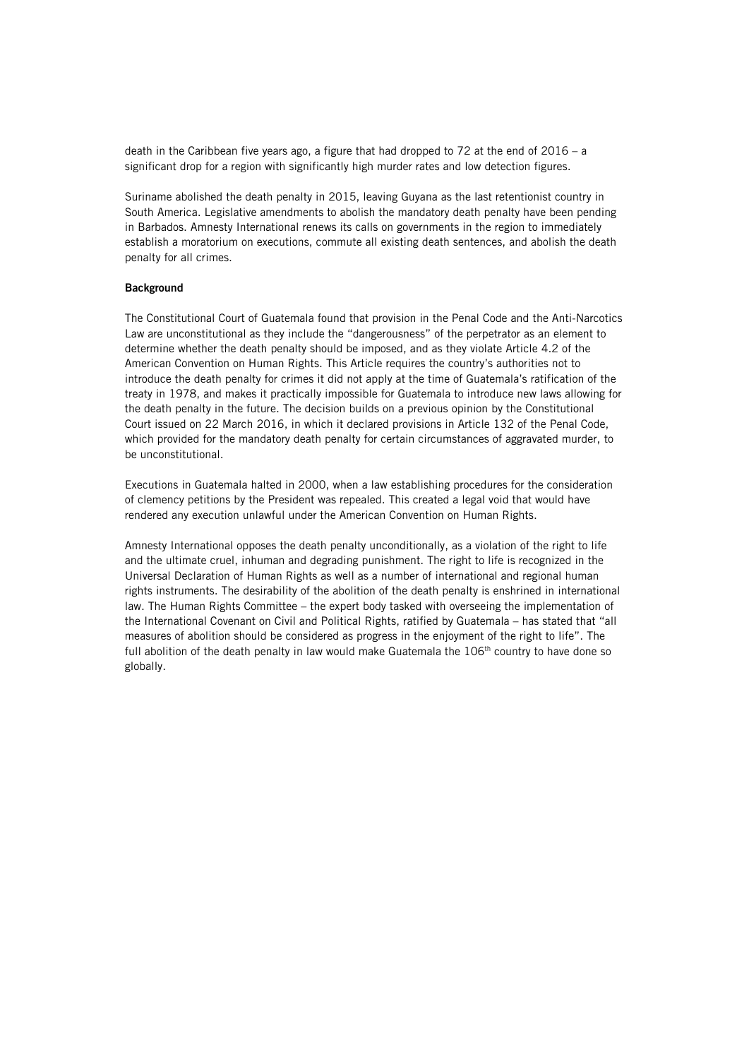death in the Caribbean five years ago, a figure that had dropped to 72 at the end of 2016 – a significant drop for a region with significantly high murder rates and low detection figures.

Suriname abolished the death penalty in 2015, leaving Guyana as the last retentionist country in South America. Legislative amendments to abolish the mandatory death penalty have been pending in Barbados. Amnesty International renews its calls on governments in the region to immediately establish a moratorium on executions, commute all existing death sentences, and abolish the death penalty for all crimes.

**Background**

The Constitutional Court of Guatemala found that provision in the Penal Code and the Anti-Narcotics Law are unconstitutional as they include the "dangerousness" of the perpetrator as an element to determine whether the death penalty should be imposed, and as they violate Article 4.2 of the American Convention on Human Rights. This Article requires the country's authorities not to introduce the death penalty for crimes it did not apply at the time of Guatemala's ratification of the treaty in 1978, and makes it practically impossible for Guatemala to introduce new laws allowing for the death penalty in the future. The decision builds on a previous opinion by the Constitutional Court issued on 22 March 2016, in which it declared provisions in Article 132 of the Penal Code, which provided for the mandatory death penalty for certain circumstances of aggravated murder, to be unconstitutional.

Executions in Guatemala halted in 2000, when a law establishing procedures for the consideration of clemency petitions by the President was repealed. This created a legal void that would have rendered any execution unlawful under the American Convention on Human Rights.

Amnesty International opposes the death penalty unconditionally, as a violation of the right to life and the ultimate cruel, inhuman and degrading punishment. The right to life is recognized in the Universal Declaration of Human Rights as well as a number of international and regional human rights instruments. The desirability of the abolition of the death penalty is enshrined in international law. The Human Rights Committee – the expert body tasked with overseeing the implementation of the International Covenant on Civil and Political Rights, ratified by Guatemala – has stated that "all measures of abolition should be considered as progress in the enjoyment of the right to life". The full abolition of the death penalty in law would make Guatemala the 106th country to have done so globally.